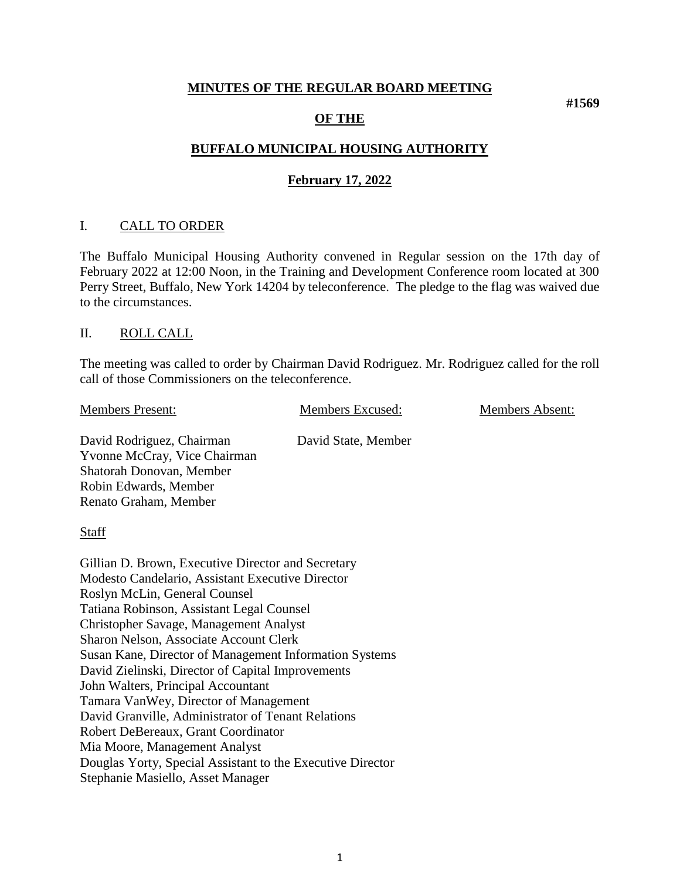# MINUTES OF THE REGULAR BOARD MEETING

**#1569**

## OF THE

## BUFFALO MUNICIPAL HOUSING AUTHORITY

## February 17, 2022

### I. CALL TO ORDER

The Buffalo Municipal Housing Authority convened in Regular session on the 17th day of February 2022 at 12:00 Noon, in the Training and Development Conference room located at 300 Perry Street, Buffalo, New York 14204 by teleconference. The pledge to the flag was waived due to the circumstances.

### II. ROLL CALL

The meeting was called to order by Chairman David Rodriguez. Mr. Rodriguez called for the roll call of those Commissioners on the teleconference.

| Members Present: | Members Excused: | Members Absent: |
|---|---|---|
| David Rodriguez, Chairman | David State, Member | |
| Yvonne McCray, Vice Chairman | | |
| Shatorah Donovan, Member | | |
| Robin Edwards, Member | | |
| Renato Graham, Member | | |

Staff

Gillian D. Brown, Executive Director and Secretary
Modesto Candelario, Assistant Executive Director
Roslyn McLin, General Counsel
Tatiana Robinson, Assistant Legal Counsel
Christopher Savage, Management Analyst
Sharon Nelson, Associate Account Clerk
Susan Kane, Director of Management Information Systems
David Zielinski, Director of Capital Improvements
John Walters, Principal Accountant
Tamara VanWey, Director of Management
David Granville, Administrator of Tenant Relations
Robert DeBereaux, Grant Coordinator
Mia Moore, Management Analyst
Douglas Yorty, Special Assistant to the Executive Director
Stephanie Masiello, Asset Manager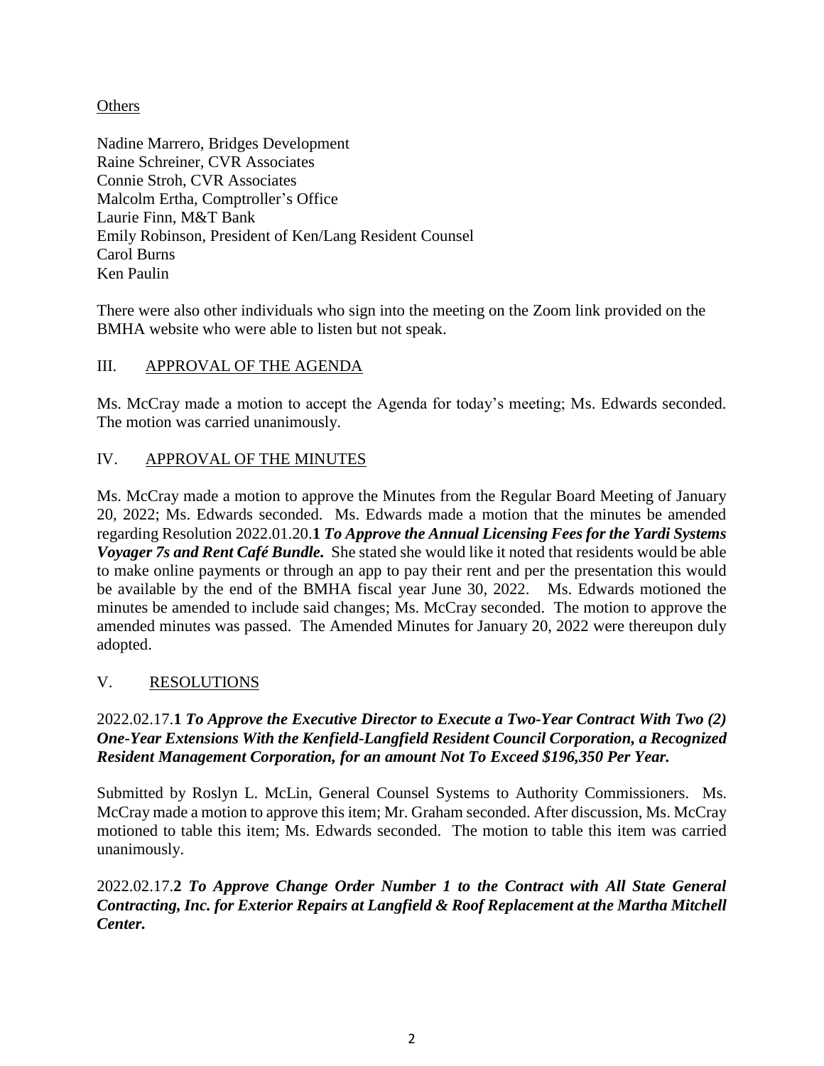Others

Nadine Marrero, Bridges Development
Raine Schreiner, CVR Associates
Connie Stroh, CVR Associates
Malcolm Ertha, Comptroller's Office
Laurie Finn, M&T Bank
Emily Robinson, President of Ken/Lang Resident Counsel
Carol Burns
Ken Paulin

There were also other individuals who sign into the meeting on the Zoom link provided on the BMHA website who were able to listen but not speak.

## III. APPROVAL OF THE AGENDA

Ms. McCray made a motion to accept the Agenda for today's meeting; Ms. Edwards seconded. The motion was carried unanimously.

## IV. APPROVAL OF THE MINUTES

Ms. McCray made a motion to approve the Minutes from the Regular Board Meeting of January 20, 2022; Ms. Edwards seconded. Ms. Edwards made a motion that the minutes be amended regarding Resolution 2022.01.20.**1** ***To Approve the Annual Licensing Fees for the Yardi Systems Voyager 7s and Rent Café Bundle.*** She stated she would like it noted that residents would be able to make online payments or through an app to pay their rent and per the presentation this would be available by the end of the BMHA fiscal year June 30, 2022. Ms. Edwards motioned the minutes be amended to include said changes; Ms. McCray seconded. The motion to approve the amended minutes was passed. The Amended Minutes for January 20, 2022 were thereupon duly adopted.

## V. RESOLUTIONS

2022.02.17.**1** ***To Approve the Executive Director to Execute a Two-Year Contract With Two (2) One-Year Extensions With the Kenfield-Langfield Resident Council Corporation, a Recognized Resident Management Corporation, for an amount Not To Exceed $196,350 Per Year.***

Submitted by Roslyn L. McLin, General Counsel Systems to Authority Commissioners. Ms. McCray made a motion to approve this item; Mr. Graham seconded. After discussion, Ms. McCray motioned to table this item; Ms. Edwards seconded. The motion to table this item was carried unanimously.

2022.02.17.**2** ***To Approve Change Order Number 1 to the Contract with All State General Contracting, Inc. for Exterior Repairs at Langfield & Roof Replacement at the Martha Mitchell Center.***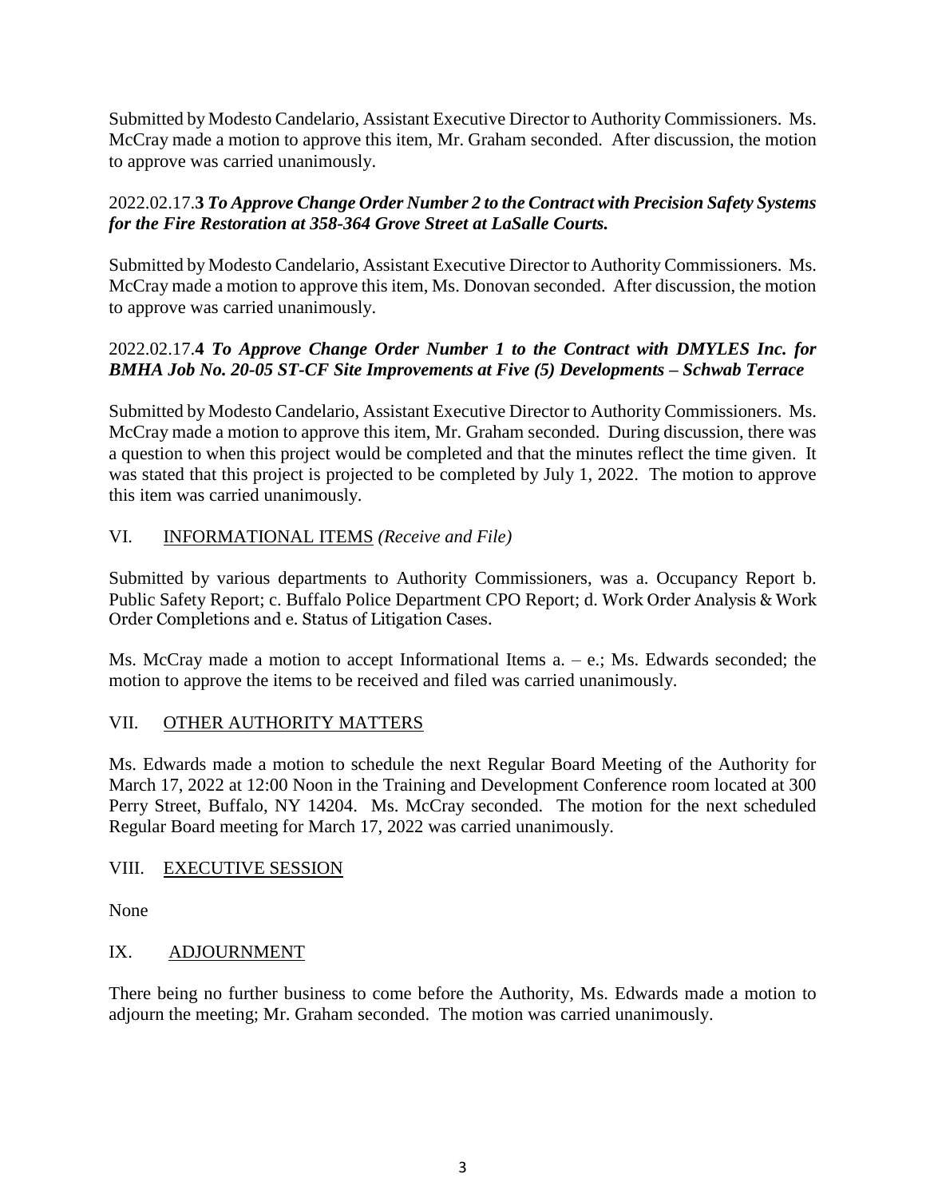Submitted by Modesto Candelario, Assistant Executive Director to Authority Commissioners. Ms. McCray made a motion to approve this item, Mr. Graham seconded. After discussion, the motion to approve was carried unanimously.

2022.02.17.**3** ***To Approve Change Order Number 2 to the Contract with Precision Safety Systems for the Fire Restoration at 358-364 Grove Street at LaSalle Courts.***

Submitted by Modesto Candelario, Assistant Executive Director to Authority Commissioners. Ms. McCray made a motion to approve this item, Ms. Donovan seconded. After discussion, the motion to approve was carried unanimously.

2022.02.17.**4** ***To Approve Change Order Number 1 to the Contract with DMYLES Inc. for BMHA Job No. 20-05 ST-CF Site Improvements at Five (5) Developments – Schwab Terrace***

Submitted by Modesto Candelario, Assistant Executive Director to Authority Commissioners. Ms. McCray made a motion to approve this item, Mr. Graham seconded. During discussion, there was a question to when this project would be completed and that the minutes reflect the time given. It was stated that this project is projected to be completed by July 1, 2022. The motion to approve this item was carried unanimously.

## VI. INFORMATIONAL ITEMS *(Receive and File)*

Submitted by various departments to Authority Commissioners, was a. Occupancy Report b. Public Safety Report; c. Buffalo Police Department CPO Report; d. Work Order Analysis & Work Order Completions and e. Status of Litigation Cases.

Ms. McCray made a motion to accept Informational Items a. – e.; Ms. Edwards seconded; the motion to approve the items to be received and filed was carried unanimously.

## VII. OTHER AUTHORITY MATTERS

Ms. Edwards made a motion to schedule the next Regular Board Meeting of the Authority for March 17, 2022 at 12:00 Noon in the Training and Development Conference room located at 300 Perry Street, Buffalo, NY 14204. Ms. McCray seconded. The motion for the next scheduled Regular Board meeting for March 17, 2022 was carried unanimously.

## VIII. EXECUTIVE SESSION

None

## IX. ADJOURNMENT

There being no further business to come before the Authority, Ms. Edwards made a motion to adjourn the meeting; Mr. Graham seconded. The motion was carried unanimously.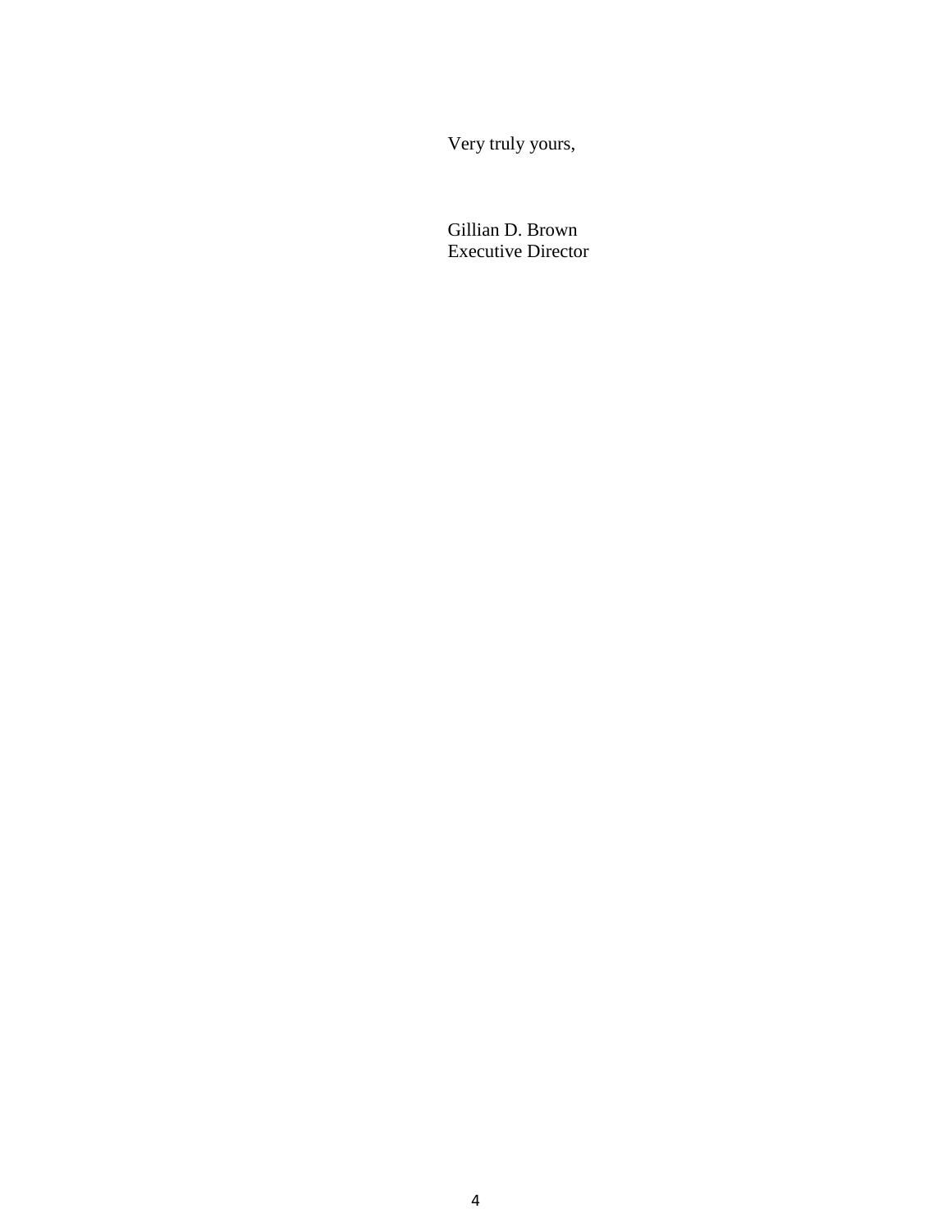Very truly yours,

Gillian D. Brown
Executive Director